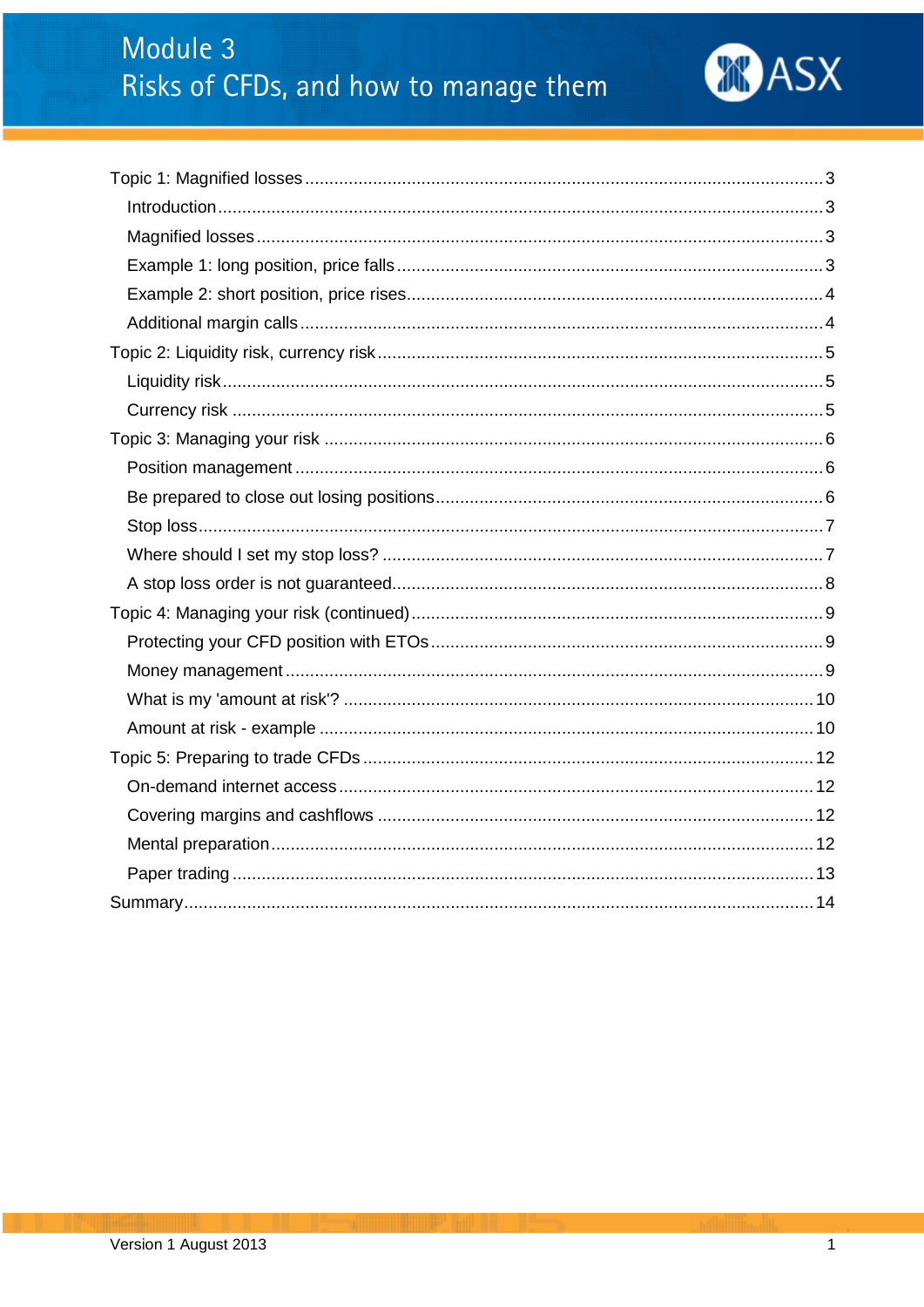# Module 3
## Risks of CFDs, and how to manage them

ASX

- Topic 1: Magnified losses ... 3
  - Introduction ... 3
  - Magnified losses ... 3
  - Example 1: long position, price falls ... 3
  - Example 2: short position, price rises ... 4
  - Additional margin calls ... 4
- Topic 2: Liquidity risk, currency risk ... 5
  - Liquidity risk ... 5
  - Currency risk ... 5
- Topic 3: Managing your risk ... 6
  - Position management ... 6
  - Be prepared to close out losing positions ... 6
  - Stop loss ... 7
  - Where should I set my stop loss? ... 7
  - A stop loss order is not guaranteed ... 8
- Topic 4: Managing your risk (continued) ... 9
  - Protecting your CFD position with ETOs ... 9
  - Money management ... 9
  - What is my 'amount at risk'? ... 10
  - Amount at risk - example ... 10
- Topic 5: Preparing to trade CFDs ... 12
  - On-demand internet access ... 12
  - Covering margins and cashflows ... 12
  - Mental preparation ... 12
  - Paper trading ... 13
- Summary ... 14

Version 1 August 2013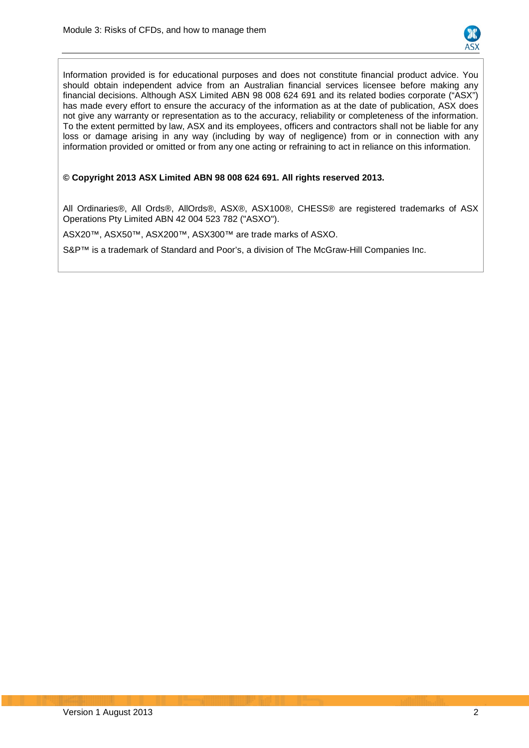Information provided is for educational purposes and does not constitute financial product advice. You should obtain independent advice from an Australian financial services licensee before making any financial decisions. Although ASX Limited ABN 98 008 624 691 and its related bodies corporate ("ASX") has made every effort to ensure the accuracy of the information as at the date of publication, ASX does not give any warranty or representation as to the accuracy, reliability or completeness of the information. To the extent permitted by law, ASX and its employees, officers and contractors shall not be liable for any loss or damage arising in any way (including by way of negligence) from or in connection with any information provided or omitted or from any one acting or refraining to act in reliance on this information.

**© Copyright 2013 ASX Limited ABN 98 008 624 691. All rights reserved 2013.**

All Ordinaries®, All Ords®, AllOrds®, ASX®, ASX100®, CHESS® are registered trademarks of ASX Operations Pty Limited ABN 42 004 523 782 ("ASXO").

ASX20™, ASX50™, ASX200™, ASX300™ are trade marks of ASXO.

S&P™ is a trademark of Standard and Poor's, a division of The McGraw-Hill Companies Inc.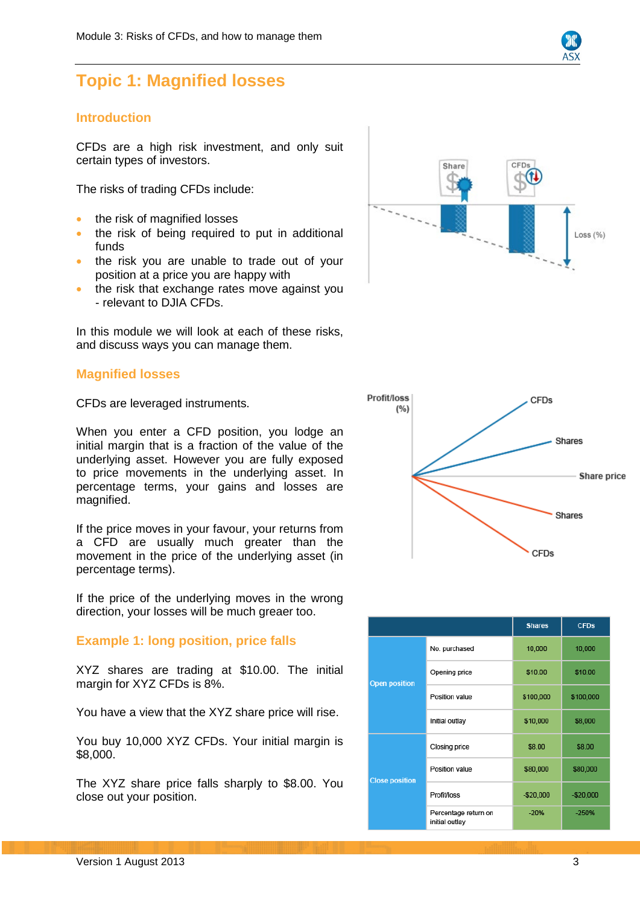# Topic 1: Magnified losses

## Introduction

CFDs are a high risk investment, and only suit certain types of investors.

The risks of trading CFDs include:

- the risk of magnified losses
- the risk of being required to put in additional funds
- the risk you are unable to trade out of your position at a price you are happy with
- the risk that exchange rates move against you - relevant to DJIA CFDs.

In this module we will look at each of these risks, and discuss ways you can manage them.

## Magnified losses

CFDs are leveraged instruments.

When you enter a CFD position, you lodge an initial margin that is a fraction of the value of the underlying asset. However you are fully exposed to price movements in the underlying asset. In percentage terms, your gains and losses are magnified.

If the price moves in your favour, your returns from a CFD are usually much greater than the movement in the price of the underlying asset (in percentage terms).

If the price of the underlying moves in the wrong direction, your losses will be much greaer too.

## Example 1: long position, price falls

XYZ shares are trading at $10.00. The initial margin for XYZ CFDs is 8%.

You have a view that the XYZ share price will rise.

You buy 10,000 XYZ CFDs. Your initial margin is $8,000.

The XYZ share price falls sharply to $8.00. You close out your position.

| | | Shares | CFDs |
|---|---|---|---|
| Open position | No. purchased | 10,000 | 10,000 |
| | Opening price | $10.00 | $10.00 |
| | Position value | $100,000 | $100,000 |
| | Initial outlay | $10,000 | $8,000 |
| Close position | Closing price | $8.00 | $8.00 |
| | Position value | $80,000 | $80,000 |
| | Profit/loss | -$20,000 | -$20,000 |
| | Percentage return on initial outlay | -20% | -250% |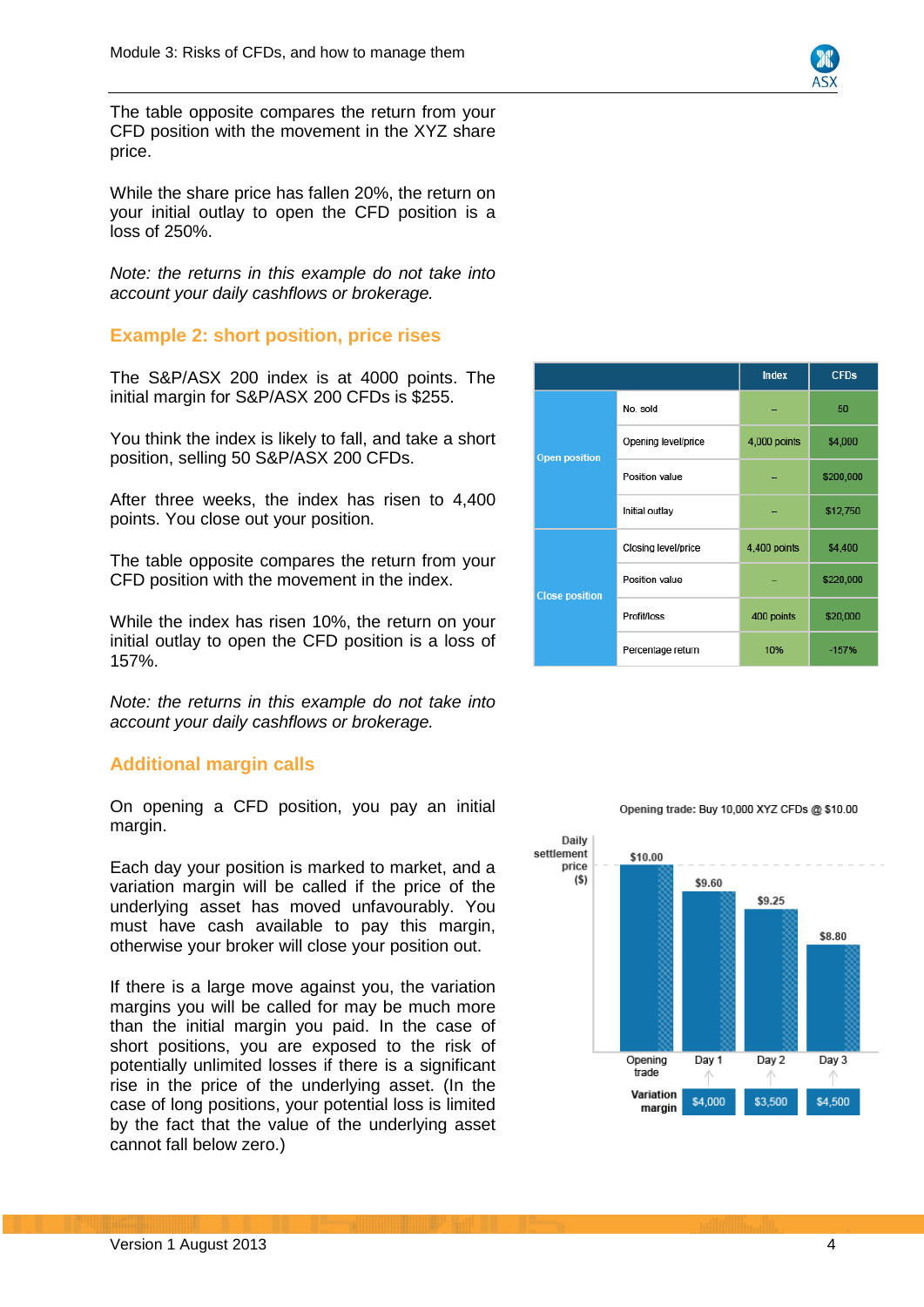The table opposite compares the return from your CFD position with the movement in the XYZ share price.

While the share price has fallen 20%, the return on your initial outlay to open the CFD position is a loss of 250%.

*Note: the returns in this example do not take into account your daily cashflows or brokerage.*

## Example 2: short position, price rises

The S&P/ASX 200 index is at 4000 points. The initial margin for S&P/ASX 200 CFDs is $255.

You think the index is likely to fall, and take a short position, selling 50 S&P/ASX 200 CFDs.

After three weeks, the index has risen to 4,400 points. You close out your position.

The table opposite compares the return from your CFD position with the movement in the index.

While the index has risen 10%, the return on your initial outlay to open the CFD position is a loss of 157%.

*Note: the returns in this example do not take into account your daily cashflows or brokerage.*

| | | Index | CFDs |
|---|---|---|---|
| Open position | No. sold | – | 50 |
| | Opening level/price | 4,000 points | $4,000 |
| | Position value | – | $200,000 |
| | Initial outlay | – | $12,750 |
| Close position | Closing level/price | 4,400 points | $4,400 |
| | Position value | – | $220,000 |
| | Profit/loss | 400 points | $20,000 |
| | Percentage return | 10% | -157% |

## Additional margin calls

On opening a CFD position, you pay an initial margin.

Each day your position is marked to market, and a variation margin will be called if the price of the underlying asset has moved unfavourably. You must have cash available to pay this margin, otherwise your broker will close your position out.

If there is a large move against you, the variation margins you will be called for may be much more than the initial margin you paid. In the case of short positions, you are exposed to the risk of potentially unlimited losses if there is a significant rise in the price of the underlying asset. (In the case of long positions, your potential loss is limited by the fact that the value of the underlying asset cannot fall below zero.)

Opening trade: Buy 10,000 XYZ CFDs @ $10.00

| | Opening trade | Day 1 | Day 2 | Day 3 |
|---|---|---|---|---|
| Daily settlement price ($) | $10.00 | $9.60 | $9.25 | $8.80 |
| Variation margin | | $4,000 | $3,500 | $4,500 |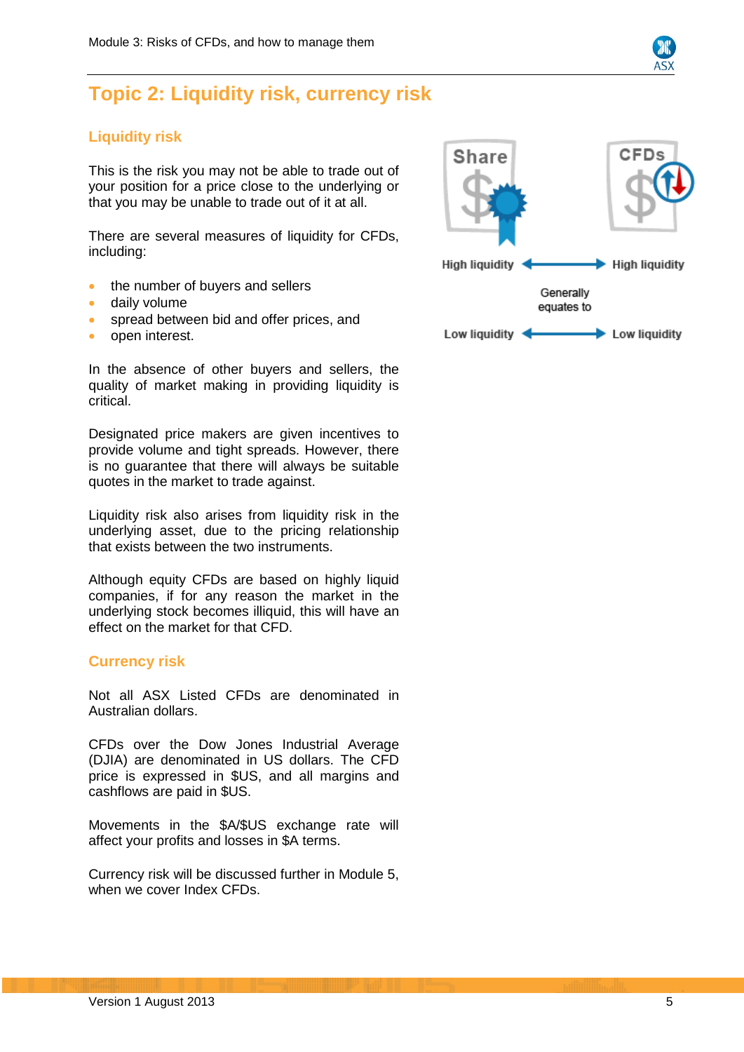# Topic 2: Liquidity risk, currency risk

## Liquidity risk

This is the risk you may not be able to trade out of your position for a price close to the underlying or that you may be unable to trade out of it at all.

There are several measures of liquidity for CFDs, including:

- the number of buyers and sellers
- daily volume
- spread between bid and offer prices, and
- open interest.

In the absence of other buyers and sellers, the quality of market making in providing liquidity is critical.

Designated price makers are given incentives to provide volume and tight spreads. However, there is no guarantee that there will always be suitable quotes in the market to trade against.

Liquidity risk also arises from liquidity risk in the underlying asset, due to the pricing relationship that exists between the two instruments.

Although equity CFDs are based on highly liquid companies, if for any reason the market in the underlying stock becomes illiquid, this will have an effect on the market for that CFD.

Share / CFDs

High liquidity ↔ High liquidity

Generally equates to

Low liquidity ↔ Low liquidity

## Currency risk

Not all ASX Listed CFDs are denominated in Australian dollars.

CFDs over the Dow Jones Industrial Average (DJIA) are denominated in US dollars. The CFD price is expressed in $US, and all margins and cashflows are paid in $US.

Movements in the $A/$US exchange rate will affect your profits and losses in $A terms.

Currency risk will be discussed further in Module 5, when we cover Index CFDs.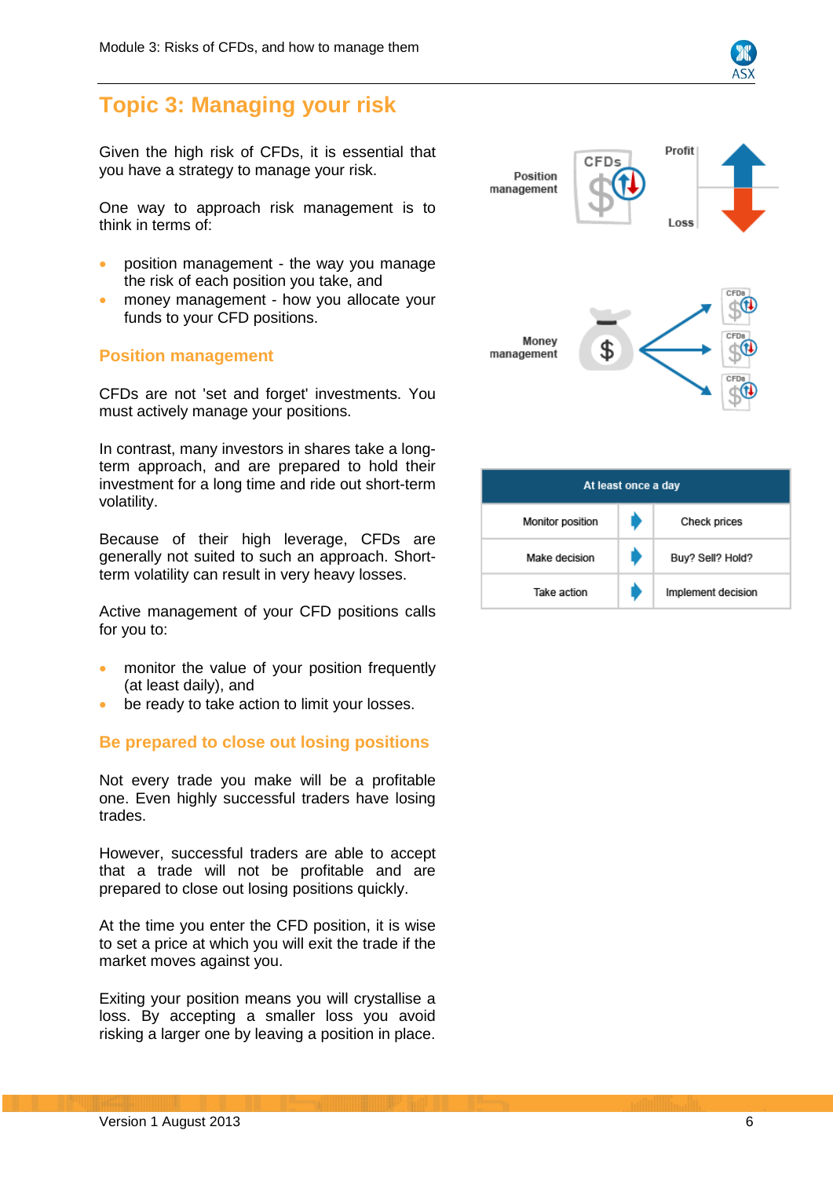# Topic 3: Managing your risk

Given the high risk of CFDs, it is essential that you have a strategy to manage your risk.

One way to approach risk management is to think in terms of:

- position management - the way you manage the risk of each position you take, and
- money management - how you allocate your funds to your CFD positions.

## Position management

CFDs are not 'set and forget' investments. You must actively manage your positions.

In contrast, many investors in shares take a long-term approach, and are prepared to hold their investment for a long time and ride out short-term volatility.

Because of their high leverage, CFDs are generally not suited to such an approach. Short-term volatility can result in very heavy losses.

Active management of your CFD positions calls for you to:

- monitor the value of your position frequently (at least daily), and
- be ready to take action to limit your losses.

## Be prepared to close out losing positions

Not every trade you make will be a profitable one. Even highly successful traders have losing trades.

However, successful traders are able to accept that a trade will not be profitable and are prepared to close out losing positions quickly.

At the time you enter the CFD position, it is wise to set a price at which you will exit the trade if the market moves against you.

Exiting your position means you will crystallise a loss. By accepting a smaller loss you avoid risking a larger one by leaving a position in place.

| At least once a day | | |
|---|---|---|
| Monitor position | ➡ | Check prices |
| Make decision | ➡ | Buy? Sell? Hold? |
| Take action | ➡ | Implement decision |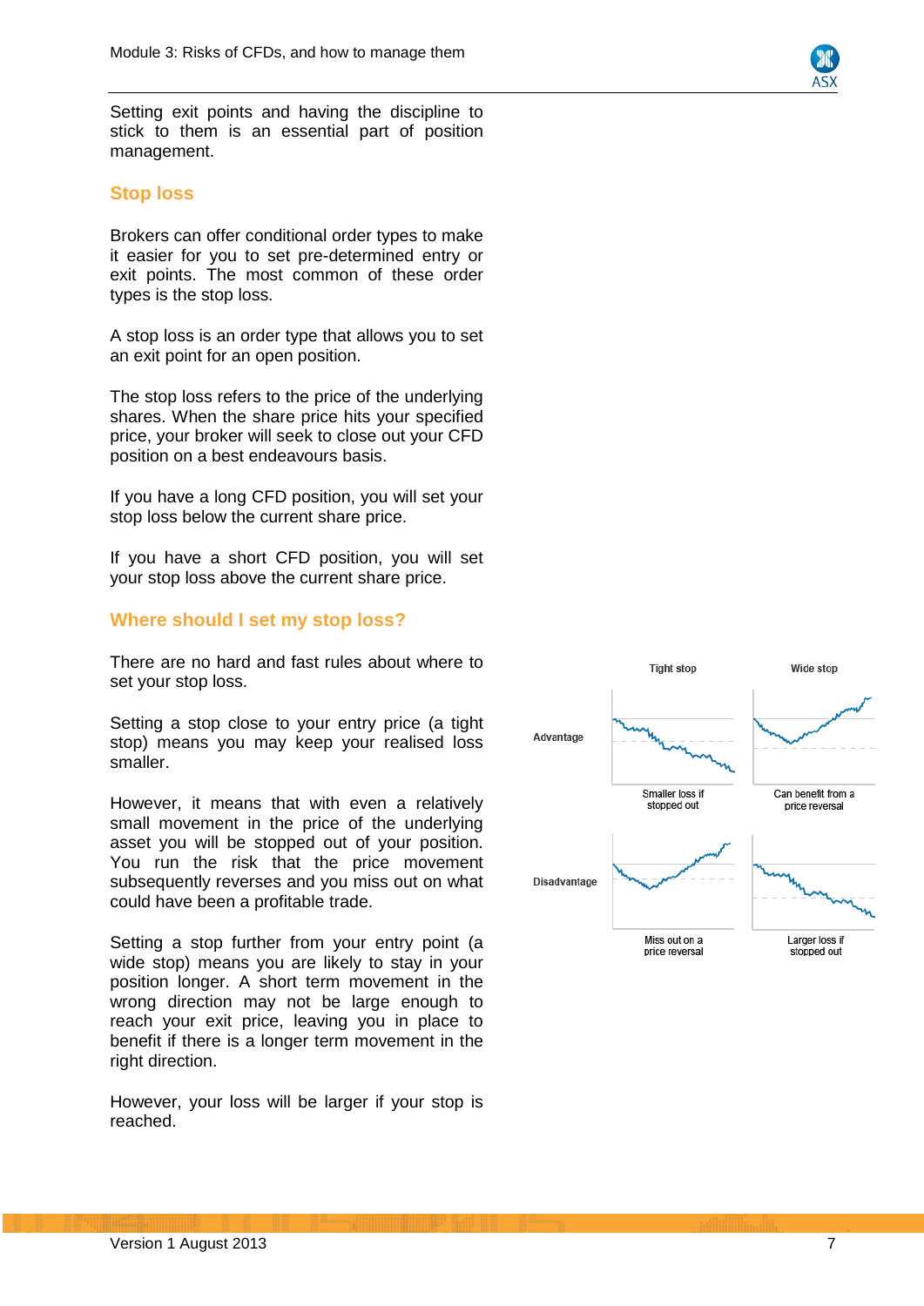Setting exit points and having the discipline to stick to them is an essential part of position management.

## Stop loss

Brokers can offer conditional order types to make it easier for you to set pre-determined entry or exit points. The most common of these order types is the stop loss.

A stop loss is an order type that allows you to set an exit point for an open position.

The stop loss refers to the price of the underlying shares. When the share price hits your specified price, your broker will seek to close out your CFD position on a best endeavours basis.

If you have a long CFD position, you will set your stop loss below the current share price.

If you have a short CFD position, you will set your stop loss above the current share price.

## Where should I set my stop loss?

There are no hard and fast rules about where to set your stop loss.

Setting a stop close to your entry price (a tight stop) means you may keep your realised loss smaller.

However, it means that with even a relatively small movement in the price of the underlying asset you will be stopped out of your position. You run the risk that the price movement subsequently reverses and you miss out on what could have been a profitable trade.

Setting a stop further from your entry point (a wide stop) means you are likely to stay in your position longer. A short term movement in the wrong direction may not be large enough to reach your exit price, leaving you in place to benefit if there is a longer term movement in the right direction.

However, your loss will be larger if your stop is reached.

| | Tight stop | Wide stop |
|---|---|---|
| Advantage | Smaller loss if stopped out | Can benefit from a price reversal |
| Disadvantage | Miss out on a price reversal | Larger loss if stopped out |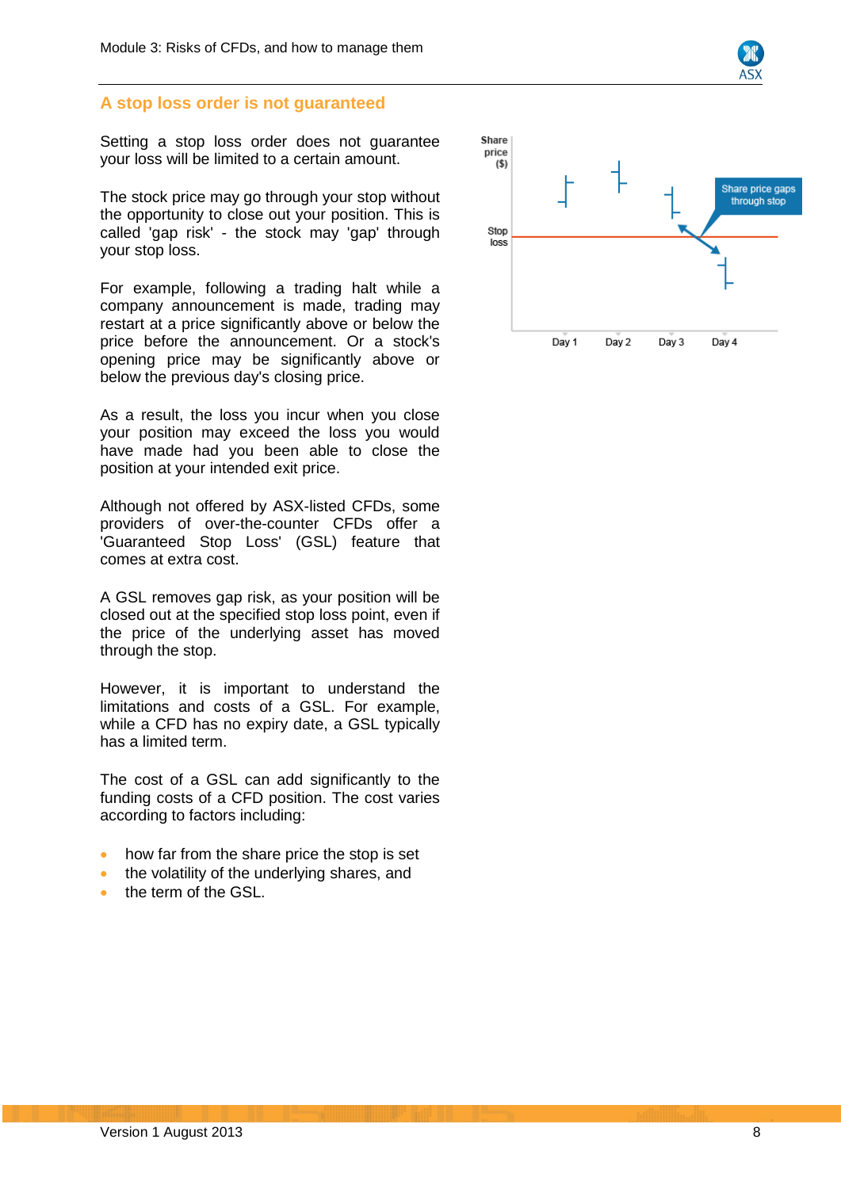## A stop loss order is not guaranteed

Setting a stop loss order does not guarantee your loss will be limited to a certain amount.

The stock price may go through your stop without the opportunity to close out your position. This is called 'gap risk' - the stock may 'gap' through your stop loss.

For example, following a trading halt while a company announcement is made, trading may restart at a price significantly above or below the price before the announcement. Or a stock's opening price may be significantly above or below the previous day's closing price.

As a result, the loss you incur when you close your position may exceed the loss you would have made had you been able to close the position at your intended exit price.

Although not offered by ASX-listed CFDs, some providers of over-the-counter CFDs offer a 'Guaranteed Stop Loss' (GSL) feature that comes at extra cost.

A GSL removes gap risk, as your position will be closed out at the specified stop loss point, even if the price of the underlying asset has moved through the stop.

However, it is important to understand the limitations and costs of a GSL. For example, while a CFD has no expiry date, a GSL typically has a limited term.

The cost of a GSL can add significantly to the funding costs of a CFD position. The cost varies according to factors including:

- how far from the share price the stop is set
- the volatility of the underlying shares, and
- the term of the GSL.

Share price ($) | Stop loss | Share price gaps through stop | Day 1 | Day 2 | Day 3 | Day 4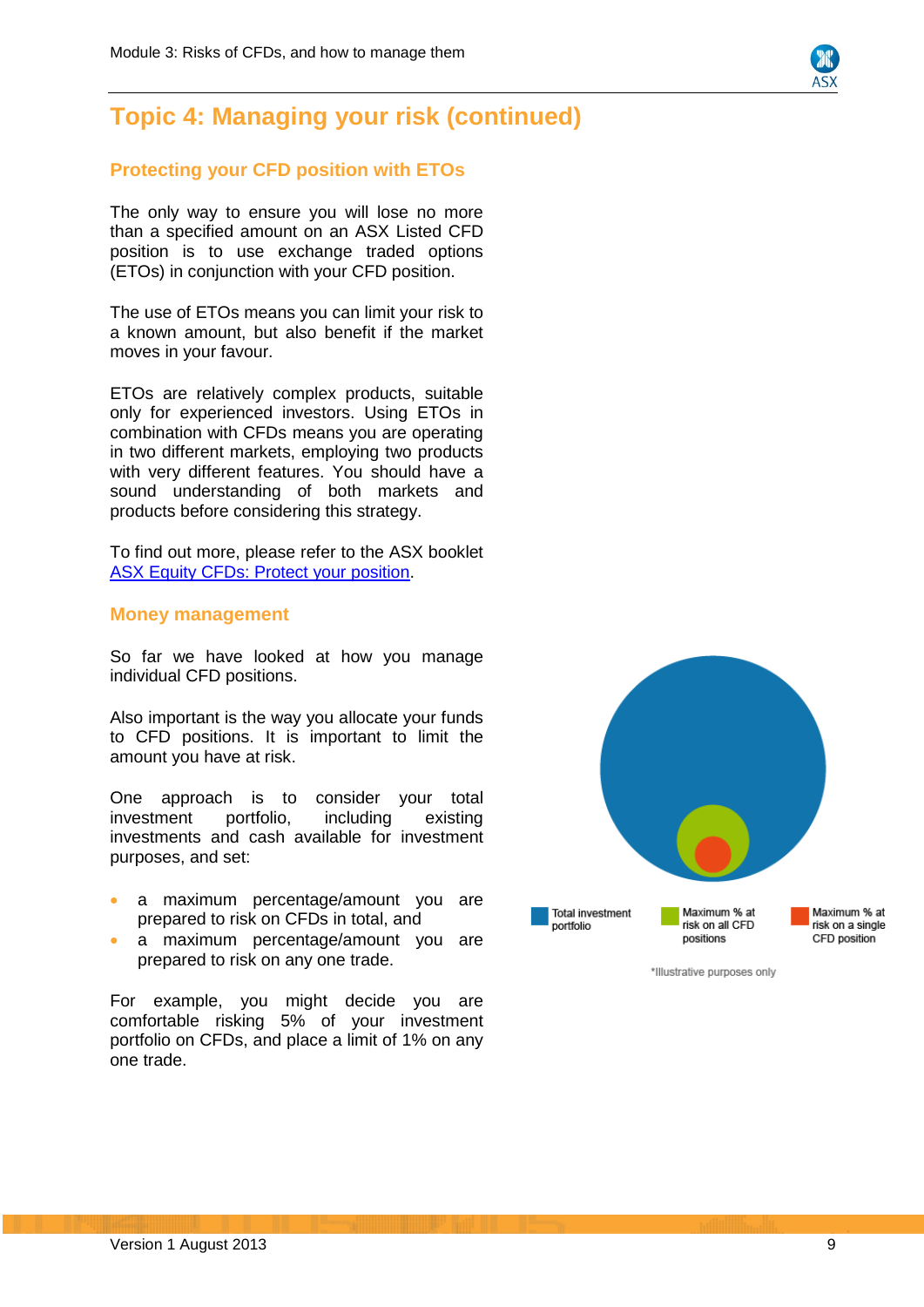# Topic 4: Managing your risk (continued)

## Protecting your CFD position with ETOs

The only way to ensure you will lose no more than a specified amount on an ASX Listed CFD position is to use exchange traded options (ETOs) in conjunction with your CFD position.

The use of ETOs means you can limit your risk to a known amount, but also benefit if the market moves in your favour.

ETOs are relatively complex products, suitable only for experienced investors. Using ETOs in combination with CFDs means you are operating in two different markets, employing two products with very different features. You should have a sound understanding of both markets and products before considering this strategy.

To find out more, please refer to the ASX booklet [ASX Equity CFDs: Protect your position](ASX Equity CFDs: Protect your position).

## Money management

So far we have looked at how you manage individual CFD positions.

Also important is the way you allocate your funds to CFD positions. It is important to limit the amount you have at risk.

One approach is to consider your total investment portfolio, including existing investments and cash available for investment purposes, and set:

- a maximum percentage/amount you are prepared to risk on CFDs in total, and
- a maximum percentage/amount you are prepared to risk on any one trade.

For example, you might decide you are comfortable risking 5% of your investment portfolio on CFDs, and place a limit of 1% on any one trade.

Total investment portfolio | Maximum % at risk on all CFD positions | Maximum % at risk on a single CFD position

*Illustrative purposes only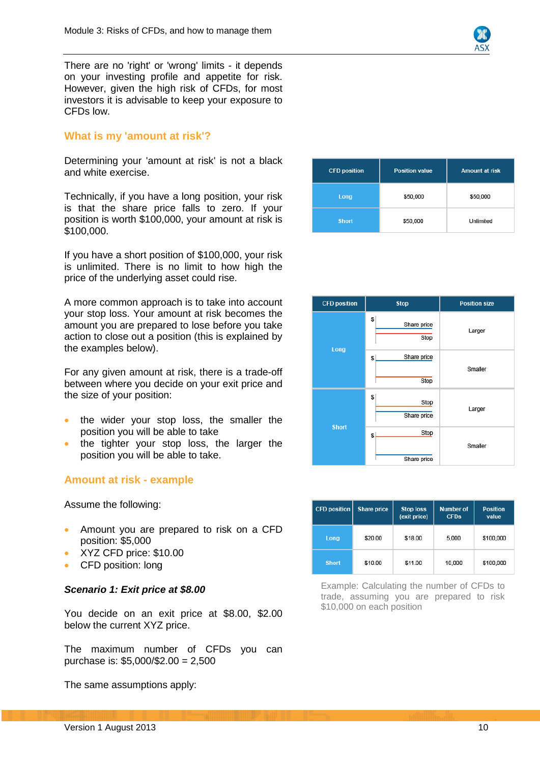There are no 'right' or 'wrong' limits - it depends on your investing profile and appetite for risk. However, given the high risk of CFDs, for most investors it is advisable to keep your exposure to CFDs low.

## What is my 'amount at risk'?

Determining your 'amount at risk' is not a black and white exercise.

Technically, if you have a long position, your risk is that the share price falls to zero. If your position is worth $100,000, your amount at risk is $100,000.

If you have a short position of $100,000, your risk is unlimited. There is no limit to how high the price of the underlying asset could rise.

| CFD position | Position value | Amount at risk |
|---|---|---|
| Long | $50,000 | $50,000 |
| Short | $50,000 | Unlimited |

A more common approach is to take into account your stop loss. Your amount at risk becomes the amount you are prepared to lose before you take action to close out a position (this is explained by the examples below).

For any given amount at risk, there is a trade-off between where you decide on your exit price and the size of your position:

- the wider your stop loss, the smaller the position you will be able to take
- the tighter your stop loss, the larger the position you will be able to take.

| CFD position | Stop | Position size |
|---|---|---|
| Long | $ Share price / Stop (close) | Larger |
| Long | $ Share price / Stop (wide) | Smaller |
| Short | $ Stop / Share price (close) | Larger |
| Short | $ Stop / Share price (wide) | Smaller |

## Amount at risk - example

Assume the following:

- Amount you are prepared to risk on a CFD position: $5,000
- XYZ CFD price: $10.00
- CFD position: long

### *Scenario 1: Exit price at $8.00*

You decide on an exit price at $8.00, $2.00 below the current XYZ price.

The maximum number of CFDs you can purchase is: $5,000/$2.00 = 2,500

The same assumptions apply:

| CFD position | Share price | Stop loss (exit price) | Number of CFDs | Position value |
|---|---|---|---|---|
| Long | $20.00 | $18.00 | 5,000 | $100,000 |
| Short | $10.00 | $11.00 | 10,000 | $100,000 |

Example: Calculating the number of CFDs to trade, assuming you are prepared to risk $10,000 on each position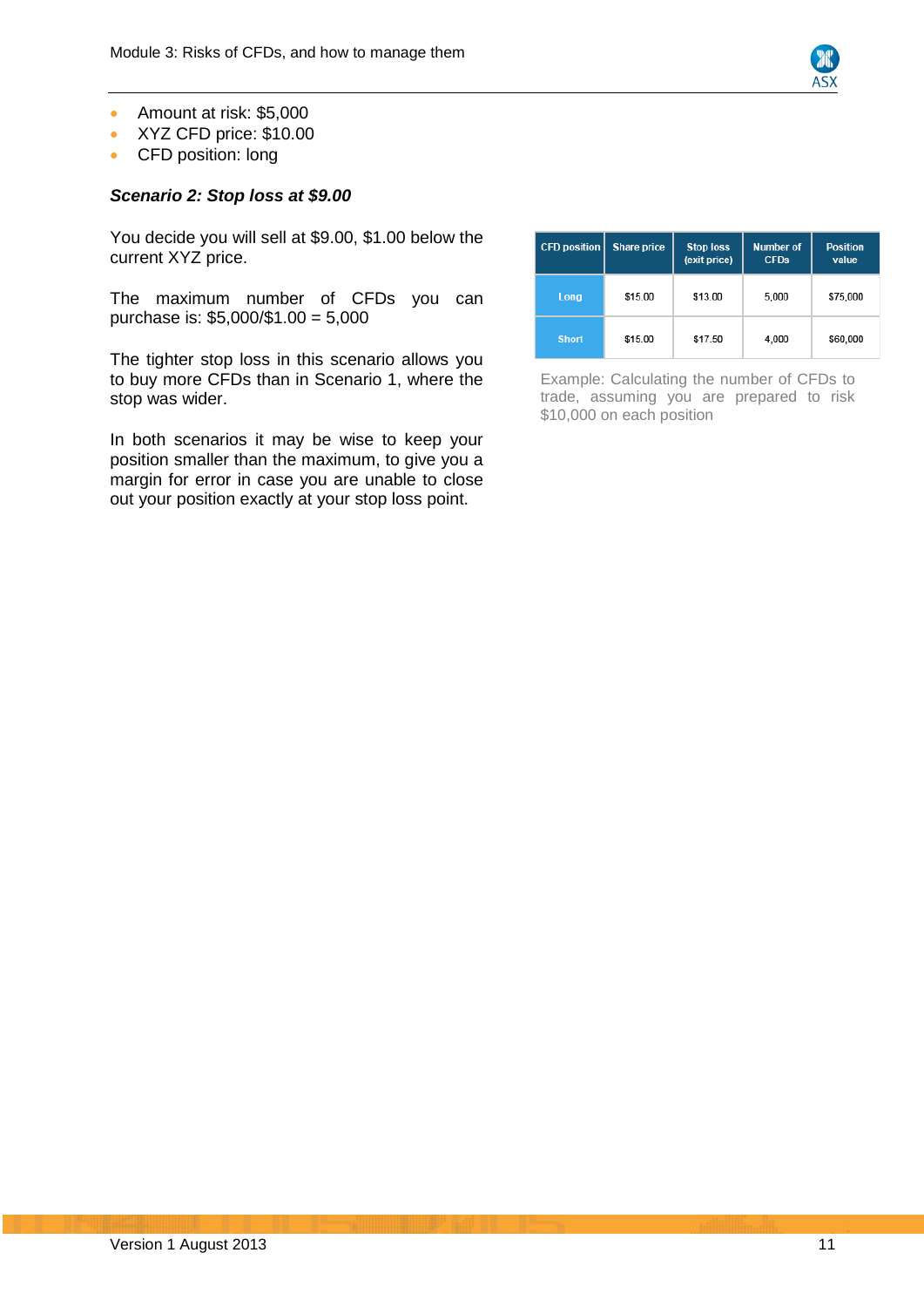- Amount at risk: $5,000
- XYZ CFD price: $10.00
- CFD position: long

***Scenario 2: Stop loss at $9.00***

You decide you will sell at $9.00, $1.00 below the current XYZ price.

The maximum number of CFDs you can purchase is: $5,000/$1.00 = 5,000

The tighter stop loss in this scenario allows you to buy more CFDs than in Scenario 1, where the stop was wider.

In both scenarios it may be wise to keep your position smaller than the maximum, to give you a margin for error in case you are unable to close out your position exactly at your stop loss point.

| CFD position | Share price | Stop loss (exit price) | Number of CFDs | Position value |
|---|---|---|---|---|
| Long | $15.00 | $13.00 | 5,000 | $75,000 |
| Short | $15.00 | $17.50 | 4,000 | $60,000 |

Example: Calculating the number of CFDs to trade, assuming you are prepared to risk $10,000 on each position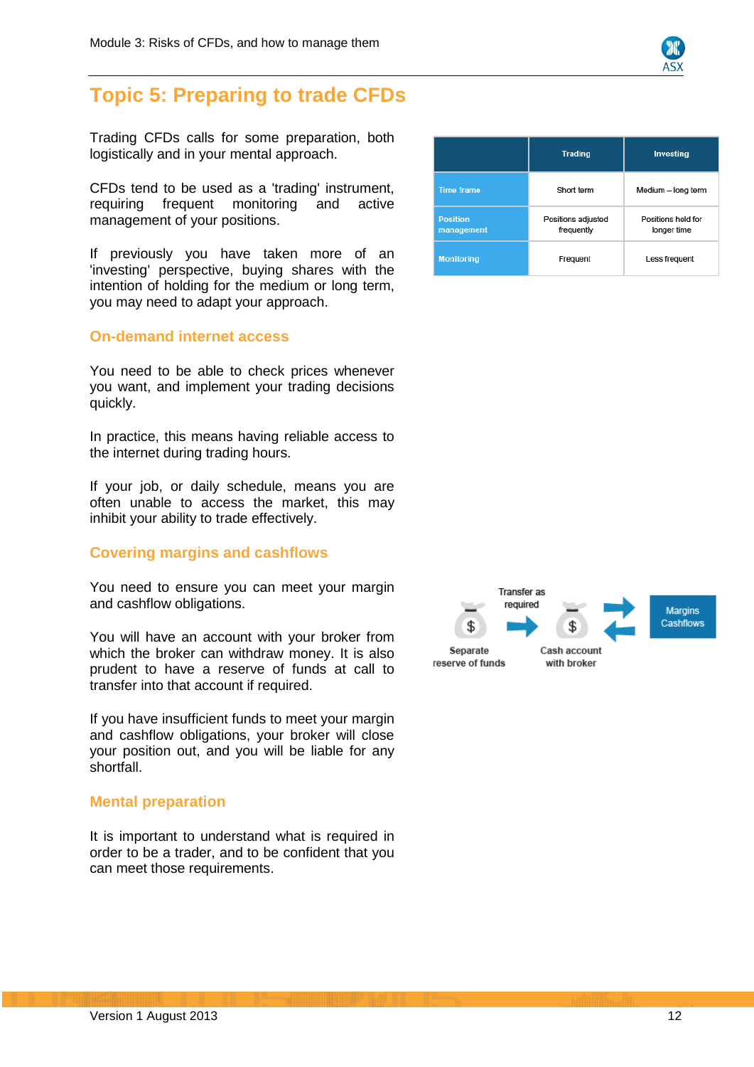# Topic 5: Preparing to trade CFDs

Trading CFDs calls for some preparation, both logistically and in your mental approach.

CFDs tend to be used as a 'trading' instrument, requiring frequent monitoring and active management of your positions.

If previously you have taken more of an 'investing' perspective, buying shares with the intention of holding for the medium or long term, you may need to adapt your approach.

| | Trading | Investing |
|---|---|---|
| Time frame | Short term | Medium – long term |
| Position management | Positions adjusted frequently | Positions held for longer time |
| Monitoring | Frequent | Less frequent |

## On-demand internet access

You need to be able to check prices whenever you want, and implement your trading decisions quickly.

In practice, this means having reliable access to the internet during trading hours.

If your job, or daily schedule, means you are often unable to access the market, this may inhibit your ability to trade effectively.

## Covering margins and cashflows

You need to ensure you can meet your margin and cashflow obligations.

You will have an account with your broker from which the broker can withdraw money. It is also prudent to have a reserve of funds at call to transfer into that account if required.

Separate reserve of funds → Transfer as required → Cash account with broker ⇄ Margins Cashflows

If you have insufficient funds to meet your margin and cashflow obligations, your broker will close your position out, and you will be liable for any shortfall.

## Mental preparation

It is important to understand what is required in order to be a trader, and to be confident that you can meet those requirements.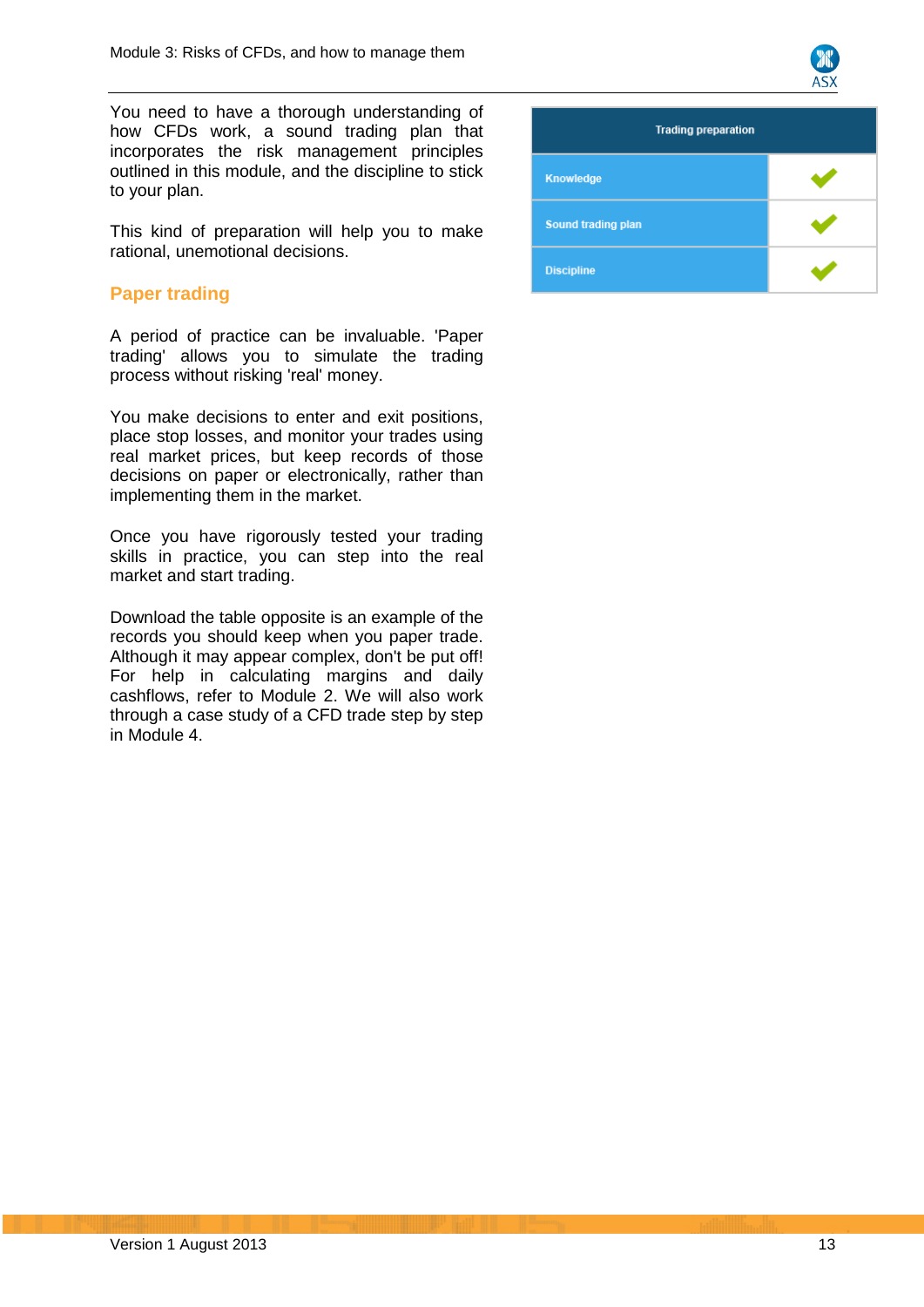You need to have a thorough understanding of how CFDs work, a sound trading plan that incorporates the risk management principles outlined in this module, and the discipline to stick to your plan.

This kind of preparation will help you to make rational, unemotional decisions.

| Trading preparation | |
|---|---|
| Knowledge | ✔ |
| Sound trading plan | ✔ |
| Discipline | ✔ |

## Paper trading

A period of practice can be invaluable. 'Paper trading' allows you to simulate the trading process without risking 'real' money.

You make decisions to enter and exit positions, place stop losses, and monitor your trades using real market prices, but keep records of those decisions on paper or electronically, rather than implementing them in the market.

Once you have rigorously tested your trading skills in practice, you can step into the real market and start trading.

Download the table opposite is an example of the records you should keep when you paper trade. Although it may appear complex, don't be put off! For help in calculating margins and daily cashflows, refer to Module 2. We will also work through a case study of a CFD trade step by step in Module 4.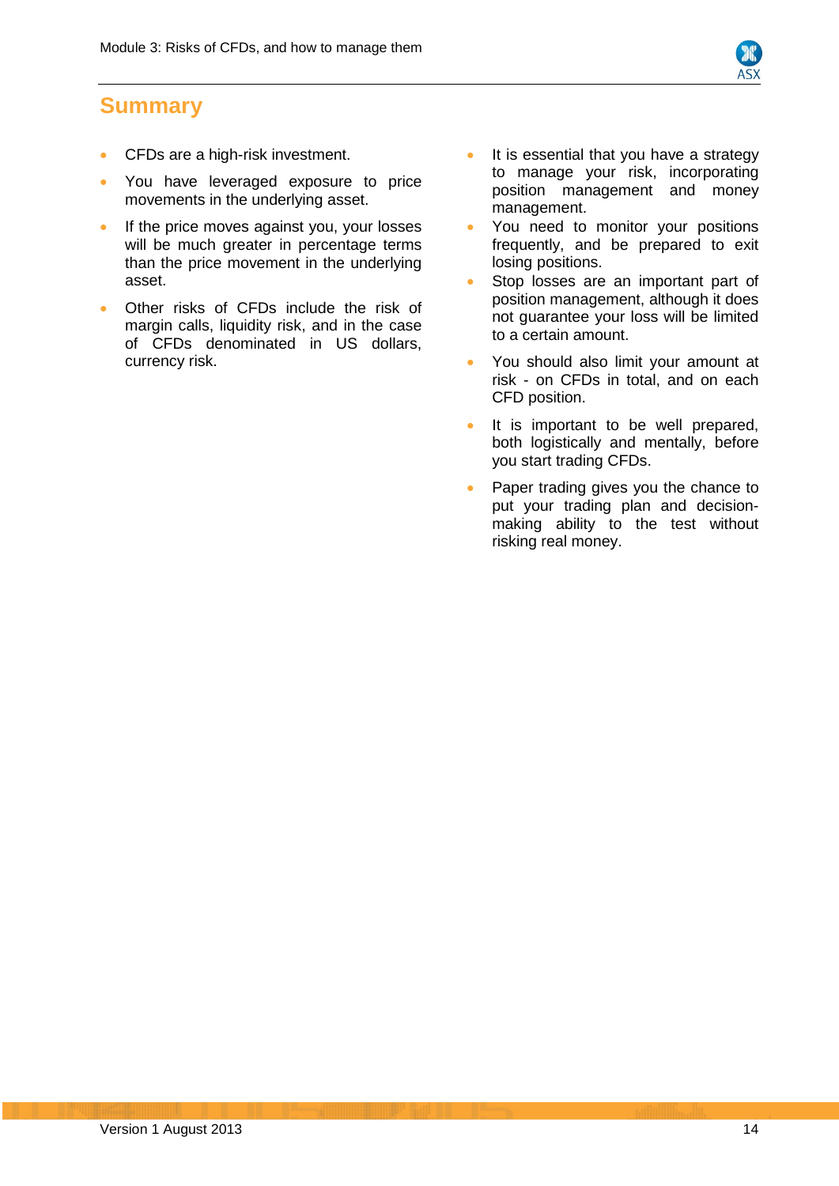## Summary

- CFDs are a high-risk investment.
- You have leveraged exposure to price movements in the underlying asset.
- If the price moves against you, your losses will be much greater in percentage terms than the price movement in the underlying asset.
- Other risks of CFDs include the risk of margin calls, liquidity risk, and in the case of CFDs denominated in US dollars, currency risk.
- It is essential that you have a strategy to manage your risk, incorporating position management and money management.
- You need to monitor your positions frequently, and be prepared to exit losing positions.
- Stop losses are an important part of position management, although it does not guarantee your loss will be limited to a certain amount.
- You should also limit your amount at risk - on CFDs in total, and on each CFD position.
- It is important to be well prepared, both logistically and mentally, before you start trading CFDs.
- Paper trading gives you the chance to put your trading plan and decision-making ability to the test without risking real money.